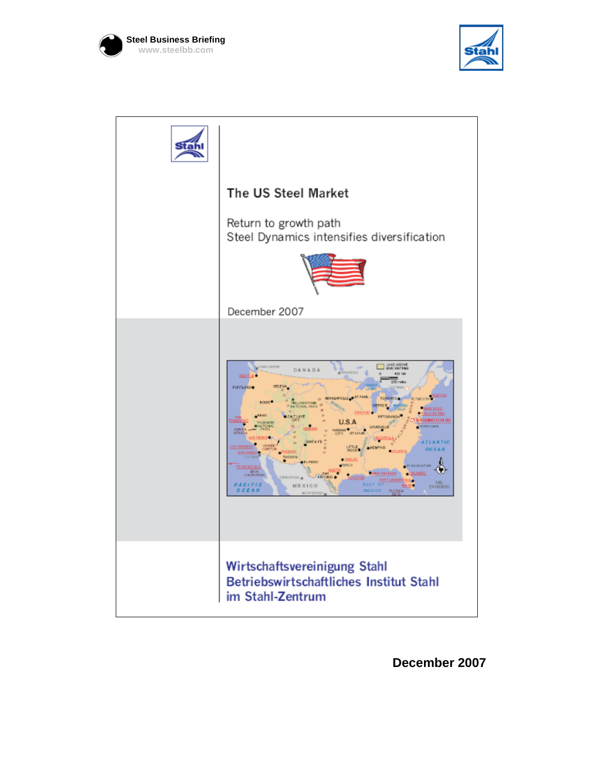Steel Business Briefing
www.steelbb.com

# The US Steel Market

## Return to growth path
## Steel Dynamics intensifies diversification

December 2007

**Wirtschaftsvereinigung Stahl**
**Betriebswirtschaftliches Institut Stahl**
**im Stahl-Zentrum**

**December 2007**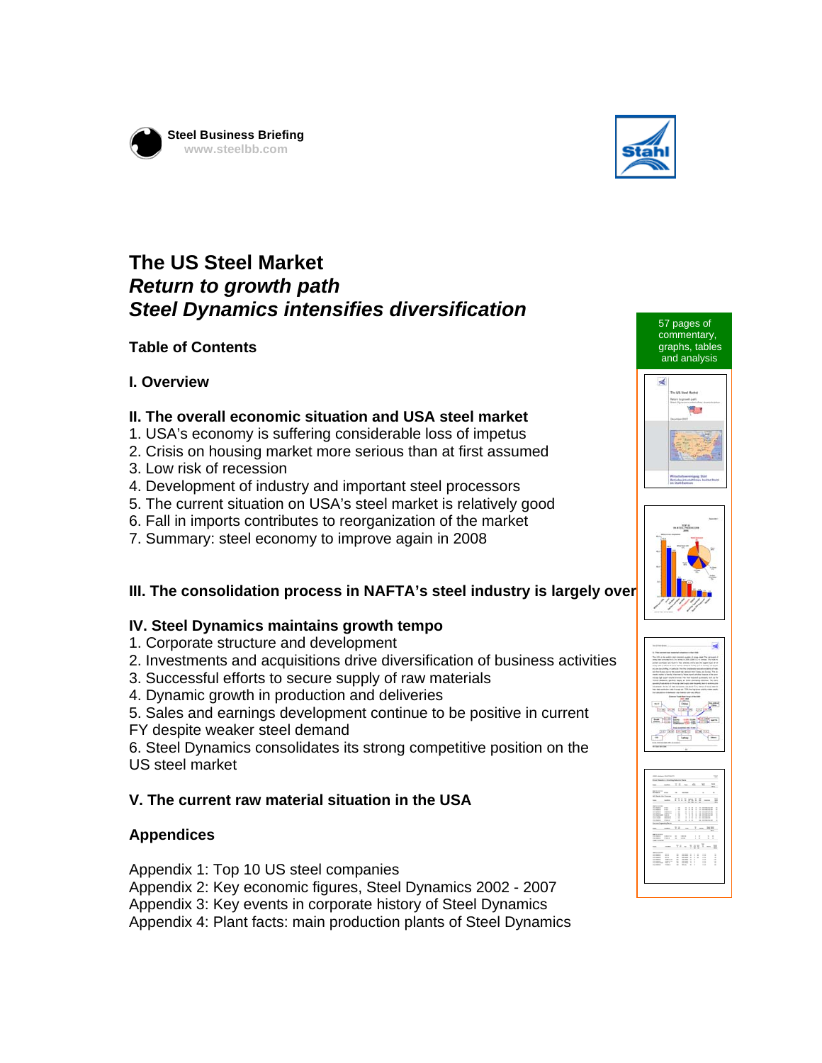Steel Business Briefing
www.steelbb.com

# The US Steel Market

## *Return to growth path*

## *Steel Dynamics intensifies diversification*

57 pages of commentary, graphs, tables and analysis

### Table of Contents

#### I. Overview

#### II. The overall economic situation and USA steel market

1. USA's economy is suffering considerable loss of impetus
2. Crisis on housing market more serious than at first assumed
3. Low risk of recession
4. Development of industry and important steel processors
5. The current situation on USA's steel market is relatively good
6. Fall in imports contributes to reorganization of the market
7. Summary: steel economy to improve again in 2008

#### III. The consolidation process in NAFTA's steel industry is largely over

#### IV. Steel Dynamics maintains growth tempo

1. Corporate structure and development
2. Investments and acquisitions drive diversification of business activities
3. Successful efforts to secure supply of raw materials
4. Dynamic growth in production and deliveries
5. Sales and earnings development continue to be positive in current FY despite weaker steel demand
6. Steel Dynamics consolidates its strong competitive position on the US steel market

#### V. The current raw material situation in the USA

#### Appendices

Appendix 1: Top 10 US steel companies
Appendix 2: Key economic figures, Steel Dynamics 2002 - 2007
Appendix 3: Key events in corporate history of Steel Dynamics
Appendix 4: Plant facts: main production plants of Steel Dynamics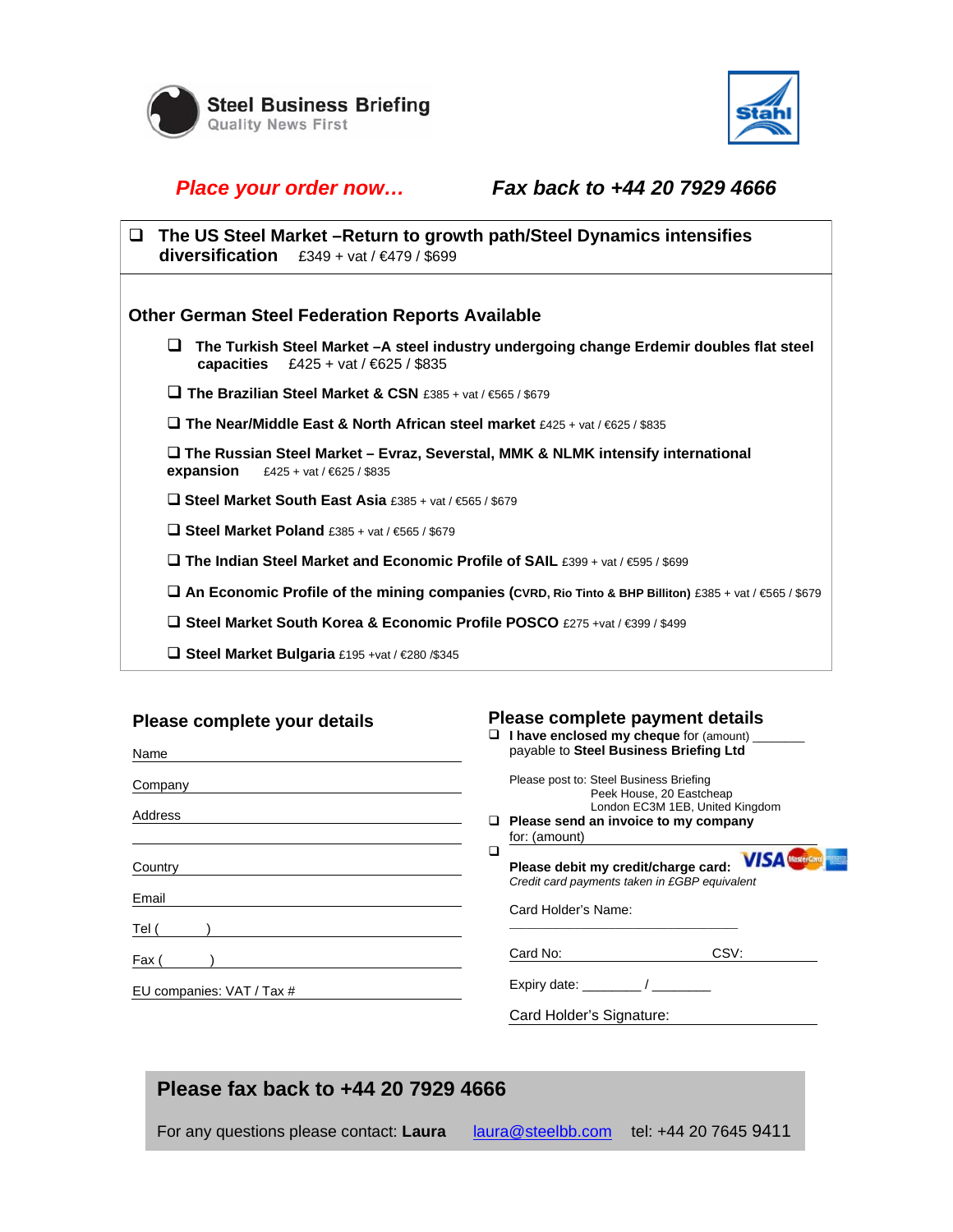**Steel Business Briefing**
Quality News First

Stahl

*Place your order now…* *Fax back to +44 20 7929 4666*

❑ **The US Steel Market –Return to growth path/Steel Dynamics intensifies diversification** £349 + vat / €479 / $699

## Other German Steel Federation Reports Available

- ❑ **The Turkish Steel Market –A steel industry undergoing change Erdemir doubles flat steel capacities** £425 + vat / €625 / $835
- ❑ **The Brazilian Steel Market & CSN** £385 + vat / €565 / $679
- ❑ **The Near/Middle East & North African steel market** £425 + vat / €625 / $835
- ❑ **The Russian Steel Market – Evraz, Severstal, MMK & NLMK intensify international expansion** £425 + vat / €625 / $835
- ❑ **Steel Market South East Asia** £385 + vat / €565 / $679
- ❑ **Steel Market Poland** £385 + vat / €565 / $679
- ❑ **The Indian Steel Market and Economic Profile of SAIL** £399 + vat / €595 / $699
- ❑ **An Economic Profile of the mining companies (CVRD, Rio Tinto & BHP Billiton)** £385 + vat / €565 / $679
- ❑ **Steel Market South Korea & Economic Profile POSCO** £275 +vat / €399 / $499
- ❑ **Steel Market Bulgaria** £195 +vat / €280 /$345

### Please complete your details

Name ____________________

Company ____________________

Address ____________________

____________________

Country ____________________

Email ____________________

Tel (        ) ____________________

Fax (        ) ____________________

EU companies: VAT / Tax # ____________________

### Please complete payment details

❑ **I have enclosed my cheque** for (amount) _______ payable to **Steel Business Briefing Ltd**

Please post to: Steel Business Briefing
Peek House, 20 Eastcheap
London EC3M 1EB, United Kingdom

❑ **Please send an invoice to my company** for: (amount) ____________________

❑ **Please debit my credit/charge card:** VISA MasterCard
*Credit card payments taken in £GBP equivalent*

Card Holder's Name: ____________________

Card No: ____________________ CSV: __________

Expiry date: ________ / ________

Card Holder's Signature: ____________________

## Please fax back to +44 20 7929 4666

For any questions please contact: **Laura** laura@steelbb.com tel: +44 20 7645 9411